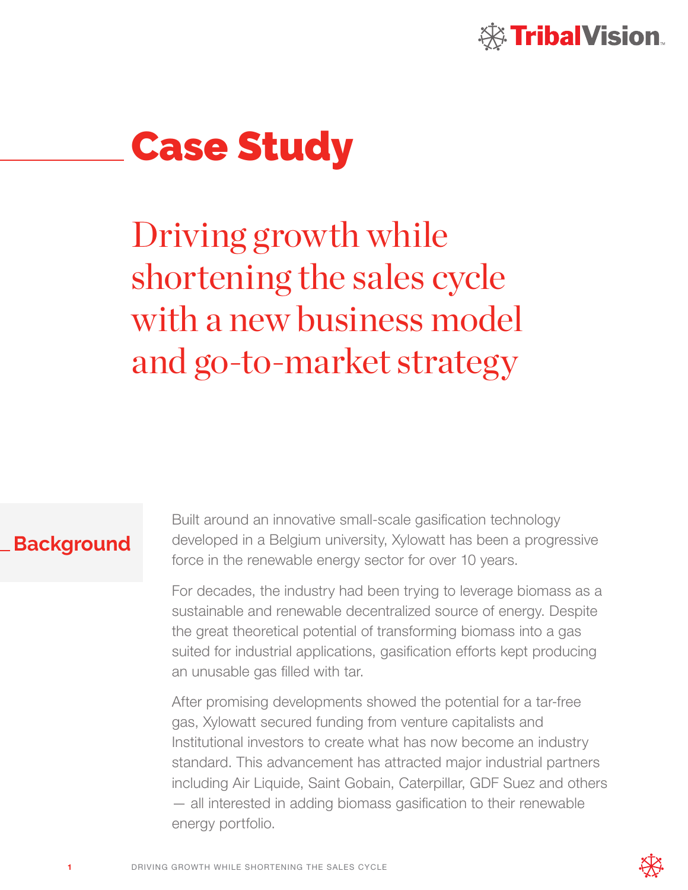# Case Study

## Driving growth while shortening the sales cycle with a new business model and go-to-market strategy

### Background

Built around an innovative small-scale gasification technology developed in a Belgium university, Xylowatt has been a progressive force in the renewable energy sector for over 10 years.

For decades, the industry had been trying to leverage biomass as a sustainable and renewable decentralized source of energy. Despite the great theoretical potential of transforming biomass into a gas suited for industrial applications, gasification efforts kept producing an unusable gas filled with tar.

After promising developments showed the potential for a tar-free gas, Xylowatt secured funding from venture capitalists and Institutional investors to create what has now become an industry standard. This advancement has attracted major industrial partners including Air Liquide, Saint Gobain, Caterpillar, GDF Suez and others — all interested in adding biomass gasification to their renewable energy portfolio.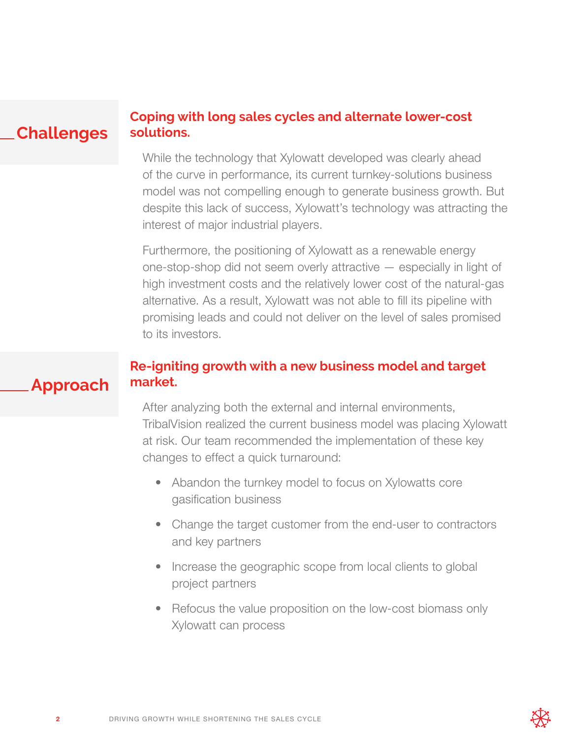## Challenges

### Coping with long sales cycles and alternate lower-cost solutions.

While the technology that Xylowatt developed was clearly ahead of the curve in performance, its current turnkey-solutions business model was not compelling enough to generate business growth. But despite this lack of success, Xylowatt's technology was attracting the interest of major industrial players.

Furthermore, the positioning of Xylowatt as a renewable energy one-stop-shop did not seem overly attractive — especially in light of high investment costs and the relatively lower cost of the natural-gas alternative. As a result, Xylowatt was not able to fill its pipeline with promising leads and could not deliver on the level of sales promised to its investors.

## Approach

### Re-igniting growth with a new business model and target market.

After analyzing both the external and internal environments, TribalVision realized the current business model was placing Xylowatt at risk. Our team recommended the implementation of these key changes to effect a quick turnaround:

- Abandon the turnkey model to focus on Xylowatts core gasification business
- Change the target customer from the end-user to contractors and key partners
- Increase the geographic scope from local clients to global project partners
- Refocus the value proposition on the low-cost biomass only Xylowatt can process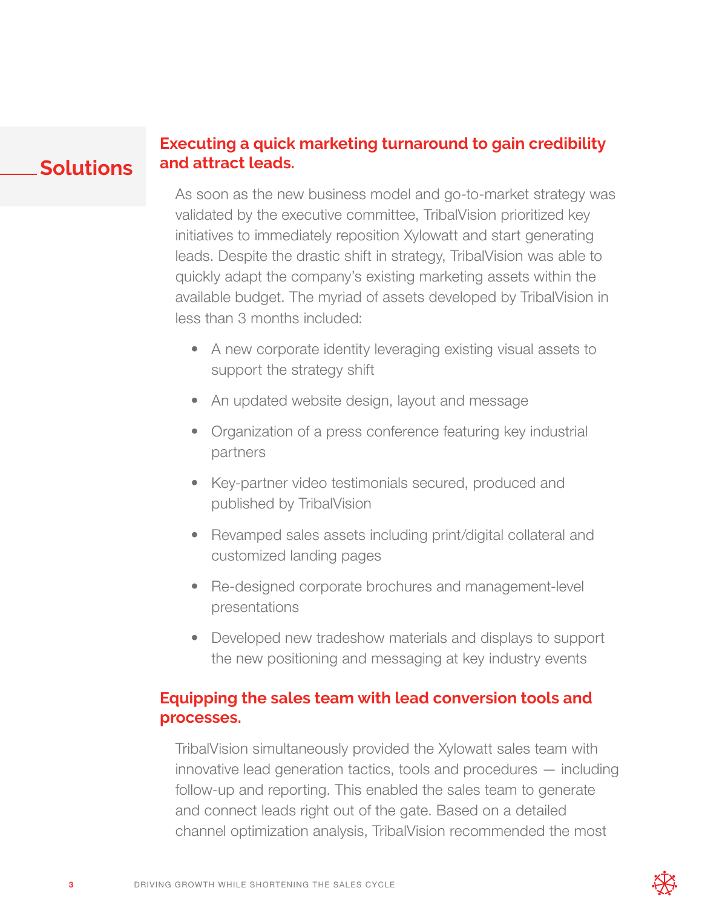## Solutions

### Executing a quick marketing turnaround to gain credibility and attract leads.

As soon as the new business model and go-to-market strategy was validated by the executive committee, TribalVision prioritized key initiatives to immediately reposition Xylowatt and start generating leads. Despite the drastic shift in strategy, TribalVision was able to quickly adapt the company's existing marketing assets within the available budget. The myriad of assets developed by TribalVision in less than 3 months included:

- A new corporate identity leveraging existing visual assets to support the strategy shift
- An updated website design, layout and message
- Organization of a press conference featuring key industrial partners
- Key-partner video testimonials secured, produced and published by TribalVision
- Revamped sales assets including print/digital collateral and customized landing pages
- Re-designed corporate brochures and management-level presentations
- Developed new tradeshow materials and displays to support the new positioning and messaging at key industry events

### Equipping the sales team with lead conversion tools and processes.

TribalVision simultaneously provided the Xylowatt sales team with innovative lead generation tactics, tools and procedures — including follow-up and reporting. This enabled the sales team to generate and connect leads right out of the gate. Based on a detailed channel optimization analysis, TribalVision recommended the most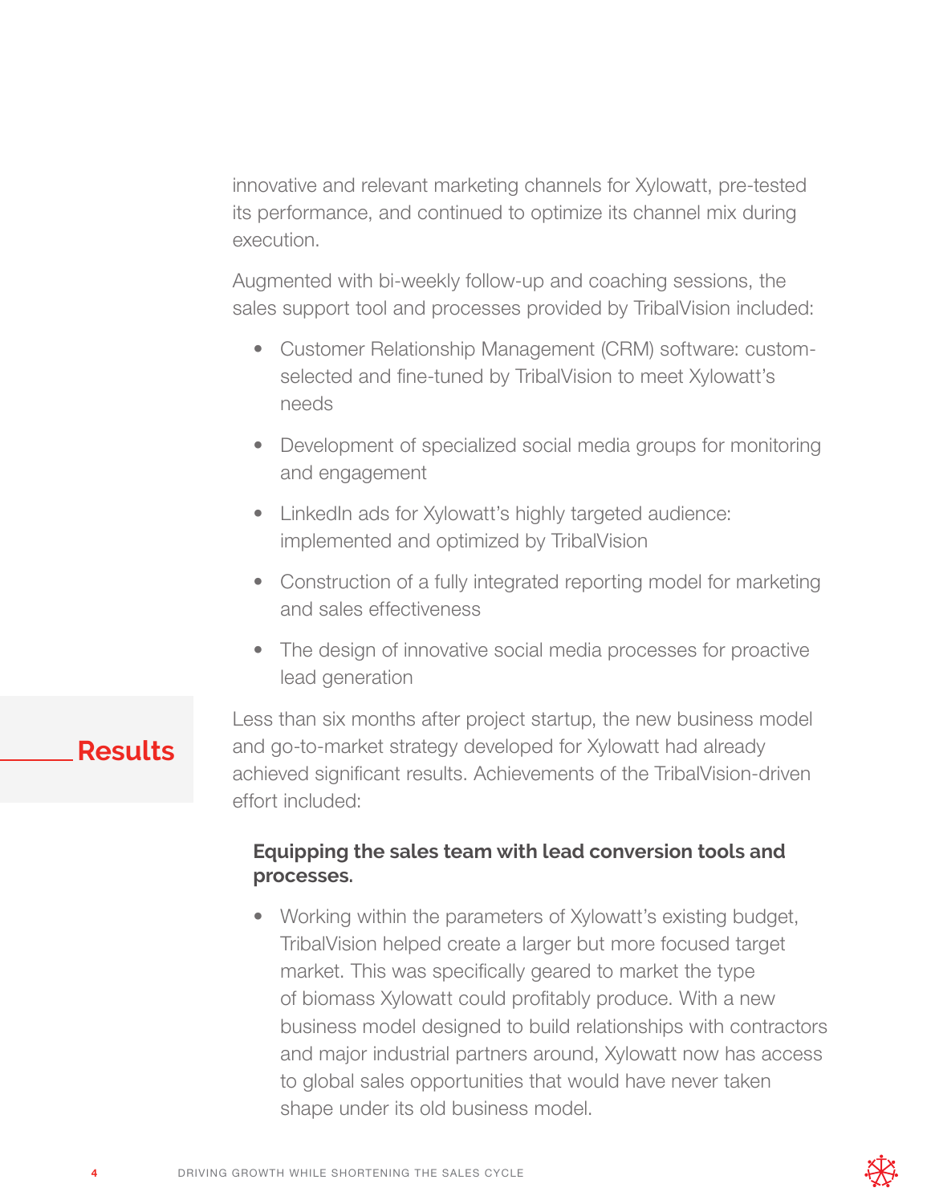innovative and relevant marketing channels for Xylowatt, pre-tested its performance, and continued to optimize its channel mix during execution.

Augmented with bi-weekly follow-up and coaching sessions, the sales support tool and processes provided by TribalVision included:

- Customer Relationship Management (CRM) software: custom-selected and fine-tuned by TribalVision to meet Xylowatt's needs
- Development of specialized social media groups for monitoring and engagement
- LinkedIn ads for Xylowatt's highly targeted audience: implemented and optimized by TribalVision
- Construction of a fully integrated reporting model for marketing and sales effectiveness
- The design of innovative social media processes for proactive lead generation

## Results

Less than six months after project startup, the new business model and go-to-market strategy developed for Xylowatt had already achieved significant results. Achievements of the TribalVision-driven effort included:

**Equipping the sales team with lead conversion tools and processes.**

- Working within the parameters of Xylowatt's existing budget, TribalVision helped create a larger but more focused target market. This was specifically geared to market the type of biomass Xylowatt could profitably produce. With a new business model designed to build relationships with contractors and major industrial partners around, Xylowatt now has access to global sales opportunities that would have never taken shape under its old business model.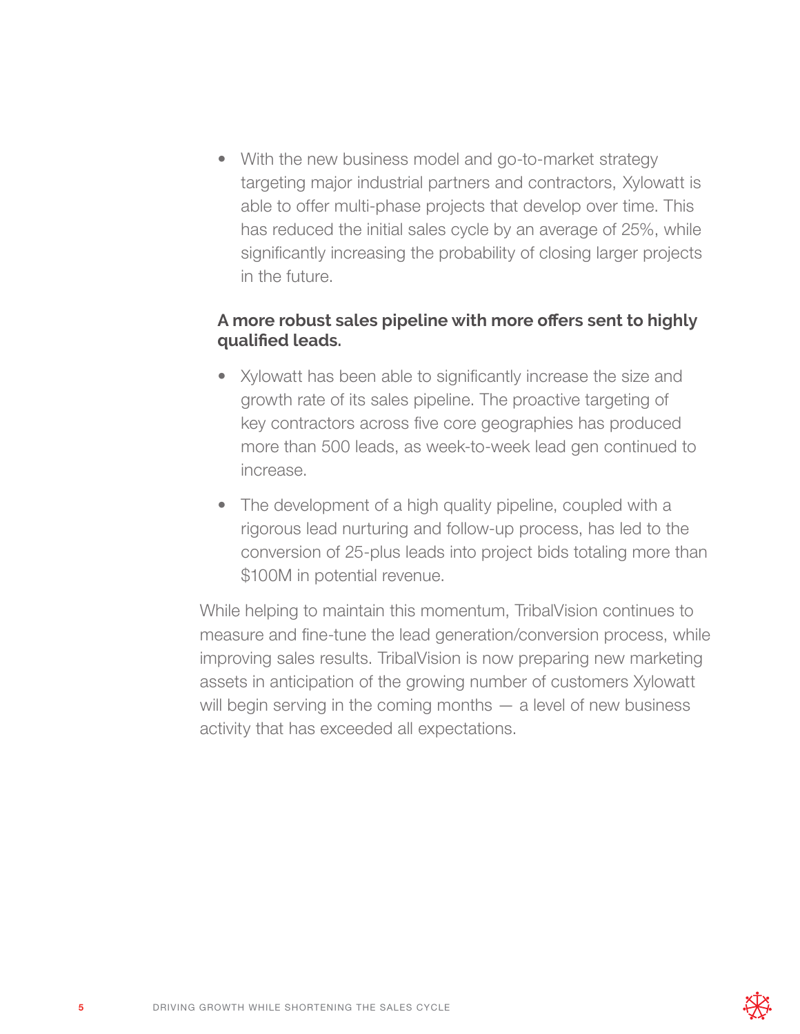- With the new business model and go-to-market strategy targeting major industrial partners and contractors, Xylowatt is able to offer multi-phase projects that develop over time. This has reduced the initial sales cycle by an average of 25%, while significantly increasing the probability of closing larger projects in the future.

**A more robust sales pipeline with more offers sent to highly qualified leads.**

- Xylowatt has been able to significantly increase the size and growth rate of its sales pipeline. The proactive targeting of key contractors across five core geographies has produced more than 500 leads, as week-to-week lead gen continued to increase.
- The development of a high quality pipeline, coupled with a rigorous lead nurturing and follow-up process, has led to the conversion of 25-plus leads into project bids totaling more than $100M in potential revenue.

While helping to maintain this momentum, TribalVision continues to measure and fine-tune the lead generation/conversion process, while improving sales results. TribalVision is now preparing new marketing assets in anticipation of the growing number of customers Xylowatt will begin serving in the coming months — a level of new business activity that has exceeded all expectations.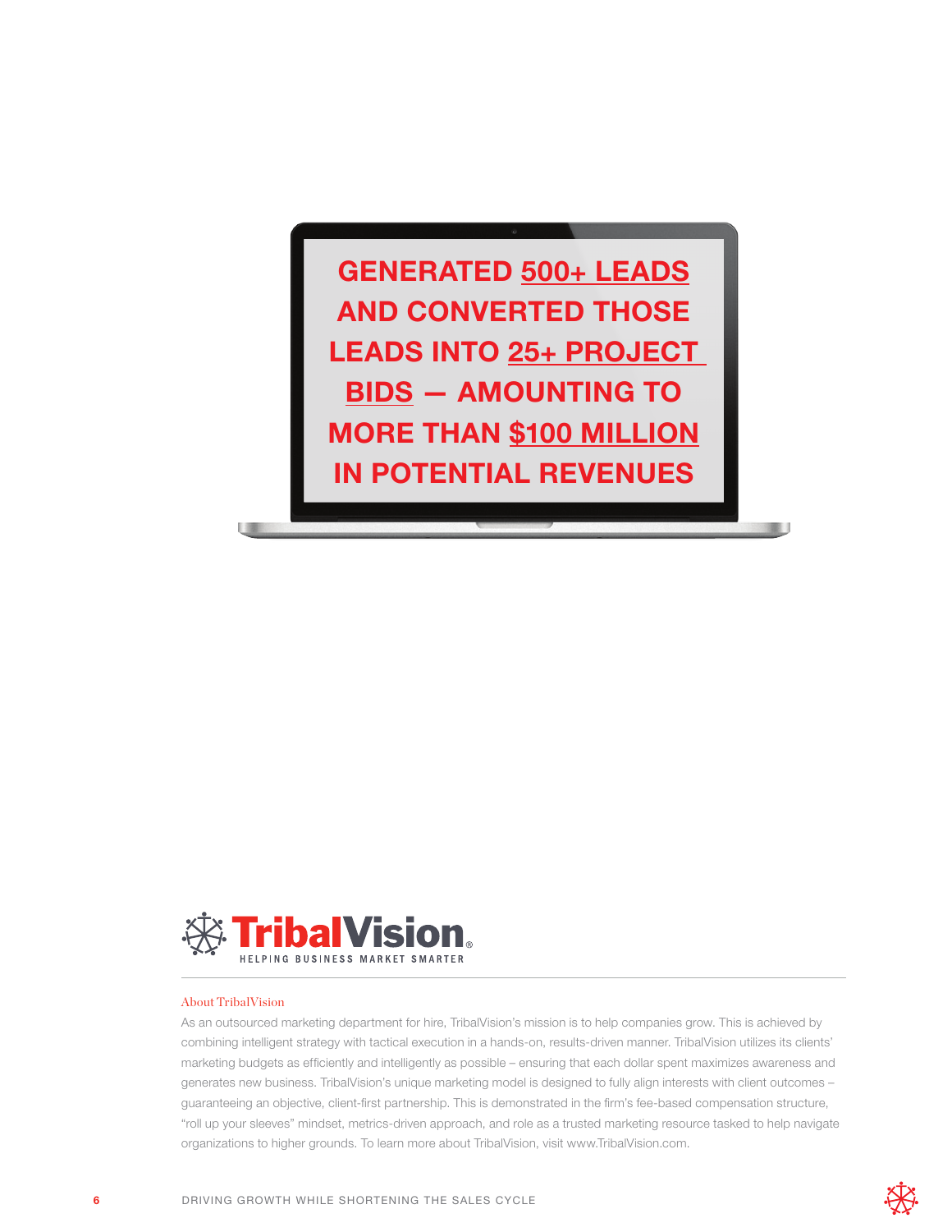**GENERATED 500+ LEADS AND CONVERTED THOSE LEADS INTO 25+ PROJECT BIDS — AMOUNTING TO MORE THAN $100 MILLION IN POTENTIAL REVENUES**

TribalVision®

HELPING BUSINESS MARKET SMARTER

## About TribalVision

As an outsourced marketing department for hire, TribalVision's mission is to help companies grow. This is achieved by combining intelligent strategy with tactical execution in a hands-on, results-driven manner. TribalVision utilizes its clients' marketing budgets as efficiently and intelligently as possible – ensuring that each dollar spent maximizes awareness and generates new business. TribalVision's unique marketing model is designed to fully align interests with client outcomes – guaranteeing an objective, client-first partnership. This is demonstrated in the firm's fee-based compensation structure, "roll up your sleeves" mindset, metrics-driven approach, and role as a trusted marketing resource tasked to help navigate organizations to higher grounds. To learn more about TribalVision, visit www.TribalVision.com.